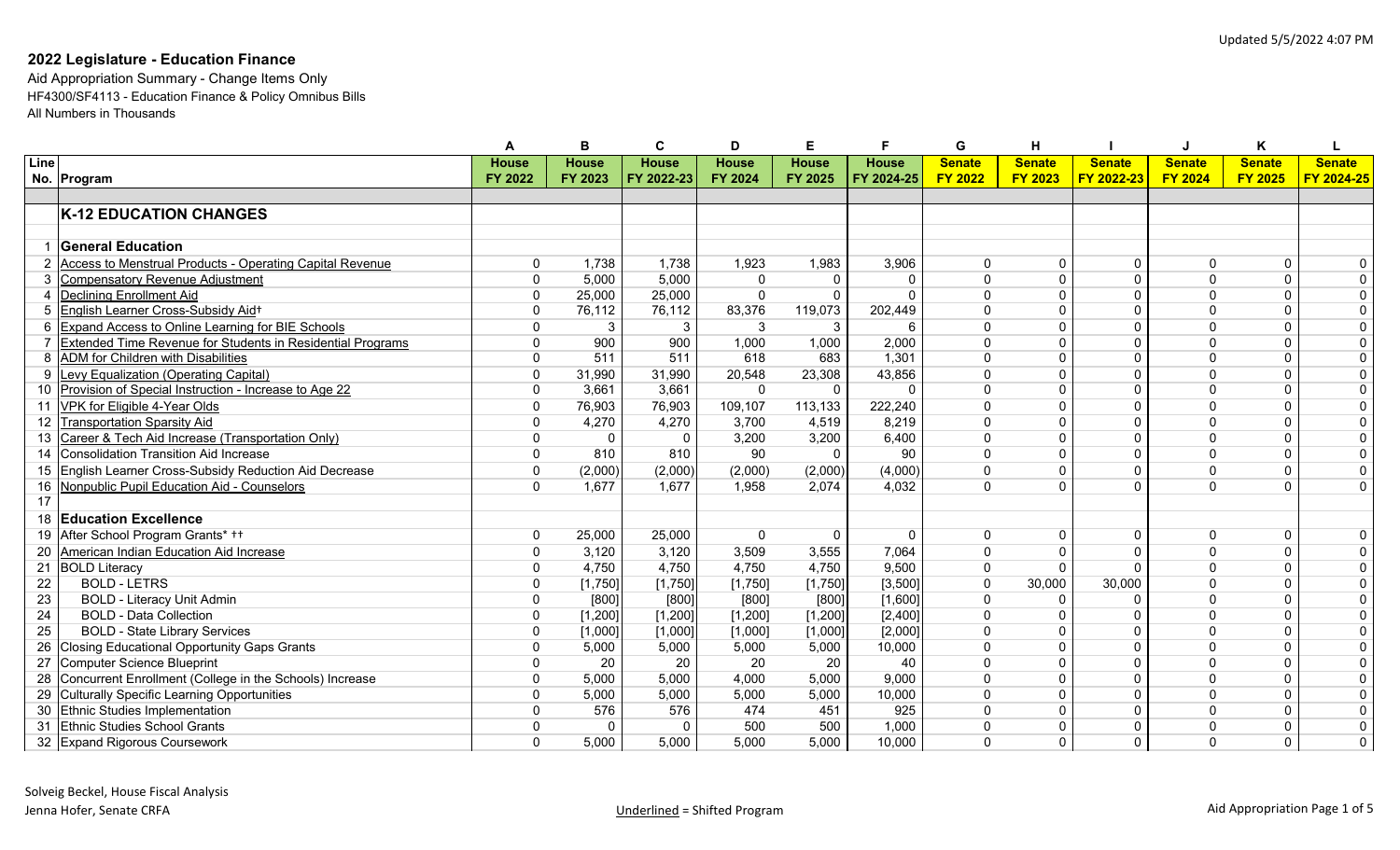# 2022 Legislature - Education Finance

Aid Appropriation Summary - Change Items Only
HF4300/SF4113 - Education Finance & Policy Omnibus Bills
All Numbers in Thousands

| Line No. | Program | A House FY 2022 | B House FY 2023 | C House FY 2022-23 | D House FY 2024 | E House FY 2025 | F House FY 2024-25 | G Senate FY 2022 | H Senate FY 2023 | I Senate FY 2022-23 | J Senate FY 2024 | K Senate FY 2025 | L Senate FY 2024-25 |
|---|---|---|---|---|---|---|---|---|---|---|---|---|---|
| | **K-12 EDUCATION CHANGES** | | | | | | | | | | | | |
| 1 | **General Education** | | | | | | | | | | | | |
| 2 | Access to Menstrual Products - Operating Capital Revenue | 0 | 1,738 | 1,738 | 1,923 | 1,983 | 3,906 | 0 | 0 | 0 | 0 | 0 | 0 |
| 3 | Compensatory Revenue Adjustment | 0 | 5,000 | 5,000 | 0 | 0 | 0 | 0 | 0 | 0 | 0 | 0 | 0 |
| 4 | Declining Enrollment Aid | 0 | 25,000 | 25,000 | 0 | 0 | 0 | 0 | 0 | 0 | 0 | 0 | 0 |
| 5 | English Learner Cross-Subsidy Aid† | 0 | 76,112 | 76,112 | 83,376 | 119,073 | 202,449 | 0 | 0 | 0 | 0 | 0 | 0 |
| 6 | Expand Access to Online Learning for BIE Schools | 0 | 3 | 3 | 3 | 3 | 6 | 0 | 0 | 0 | 0 | 0 | 0 |
| 7 | Extended Time Revenue for Students in Residential Programs | 0 | 900 | 900 | 1,000 | 1,000 | 2,000 | 0 | 0 | 0 | 0 | 0 | 0 |
| 8 | ADM for Children with Disabilities | 0 | 511 | 511 | 618 | 683 | 1,301 | 0 | 0 | 0 | 0 | 0 | 0 |
| 9 | Levy Equalization (Operating Capital) | 0 | 31,990 | 31,990 | 20,548 | 23,308 | 43,856 | 0 | 0 | 0 | 0 | 0 | 0 |
| 10 | Provision of Special Instruction - Increase to Age 22 | 0 | 3,661 | 3,661 | 0 | 0 | 0 | 0 | 0 | 0 | 0 | 0 | 0 |
| 11 | VPK for Eligible 4-Year Olds | 0 | 76,903 | 76,903 | 109,107 | 113,133 | 222,240 | 0 | 0 | 0 | 0 | 0 | 0 |
| 12 | Transportation Sparsity Aid | 0 | 4,270 | 4,270 | 3,700 | 4,519 | 8,219 | 0 | 0 | 0 | 0 | 0 | 0 |
| 13 | Career & Tech Aid Increase (Transportation Only) | 0 | 0 | 0 | 3,200 | 3,200 | 6,400 | 0 | 0 | 0 | 0 | 0 | 0 |
| 14 | Consolidation Transition Aid Increase | 0 | 810 | 810 | 90 | 0 | 90 | 0 | 0 | 0 | 0 | 0 | 0 |
| 15 | English Learner Cross-Subsidy Reduction Aid Decrease | 0 | (2,000) | (2,000) | (2,000) | (2,000) | (4,000) | 0 | 0 | 0 | 0 | 0 | 0 |
| 16 | Nonpublic Pupil Education Aid - Counselors | 0 | 1,677 | 1,677 | 1,958 | 2,074 | 4,032 | 0 | 0 | 0 | 0 | 0 | 0 |
| 17 | | | | | | | | | | | | | |
| 18 | **Education Excellence** | | | | | | | | | | | | |
| 19 | After School Program Grants* †† | 0 | 25,000 | 25,000 | 0 | 0 | 0 | 0 | 0 | 0 | 0 | 0 | 0 |
| 20 | American Indian Education Aid Increase | 0 | 3,120 | 3,120 | 3,509 | 3,555 | 7,064 | 0 | 0 | 0 | 0 | 0 | 0 |
| 21 | BOLD Literacy | 0 | 4,750 | 4,750 | 4,750 | 4,750 | 9,500 | 0 | 0 | 0 | 0 | 0 | 0 |
| 22 | BOLD - LETRS | 0 | [1,750] | [1,750] | [1,750] | [1,750] | [3,500] | 0 | 30,000 | 30,000 | 0 | 0 | 0 |
| 23 | BOLD - Literacy Unit Admin | 0 | [800] | [800] | [800] | [800] | [1,600] | 0 | 0 | 0 | 0 | 0 | 0 |
| 24 | BOLD - Data Collection | 0 | [1,200] | [1,200] | [1,200] | [1,200] | [2,400] | 0 | 0 | 0 | 0 | 0 | 0 |
| 25 | BOLD - State Library Services | 0 | [1,000] | [1,000] | [1,000] | [1,000] | [2,000] | 0 | 0 | 0 | 0 | 0 | 0 |
| 26 | Closing Educational Opportunity Gaps Grants | 0 | 5,000 | 5,000 | 5,000 | 5,000 | 10,000 | 0 | 0 | 0 | 0 | 0 | 0 |
| 27 | Computer Science Blueprint | 0 | 20 | 20 | 20 | 20 | 40 | 0 | 0 | 0 | 0 | 0 | 0 |
| 28 | Concurrent Enrollment (College in the Schools) Increase | 0 | 5,000 | 5,000 | 4,000 | 5,000 | 9,000 | 0 | 0 | 0 | 0 | 0 | 0 |
| 29 | Culturally Specific Learning Opportunities | 0 | 5,000 | 5,000 | 5,000 | 5,000 | 10,000 | 0 | 0 | 0 | 0 | 0 | 0 |
| 30 | Ethnic Studies Implementation | 0 | 576 | 576 | 474 | 451 | 925 | 0 | 0 | 0 | 0 | 0 | 0 |
| 31 | Ethnic Studies School Grants | 0 | 0 | 0 | 500 | 500 | 1,000 | 0 | 0 | 0 | 0 | 0 | 0 |
| 32 | Expand Rigorous Coursework | 0 | 5,000 | 5,000 | 5,000 | 5,000 | 10,000 | 0 | 0 | 0 | 0 | 0 | 0 |

Solveig Beckel, House Fiscal Analysis
Jenna Hofer, Senate CRFA

Underlined = Shifted Program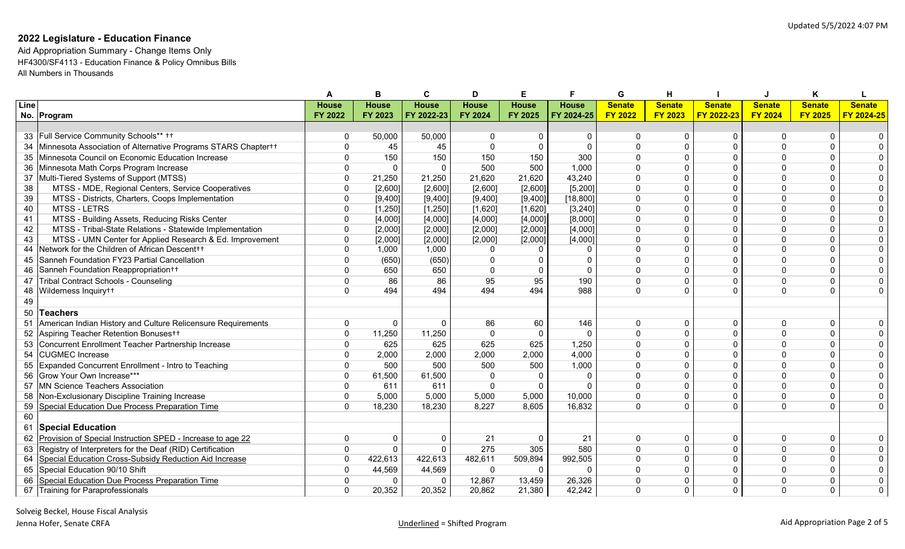## 2022 Legislature - Education Finance

Aid Appropriation Summary - Change Items Only
HF4300/SF4113 - Education Finance & Policy Omnibus Bills
All Numbers in Thousands

Updated 5/5/2022 4:07 PM

| Line No. | Program | A House FY 2022 | B House FY 2023 | C House FY 2022-23 | D House FY 2024 | E House FY 2025 | F House FY 2024-25 | G Senate FY 2022 | H Senate FY 2023 | I Senate FY 2022-23 | J Senate FY 2024 | K Senate FY 2025 | L Senate FY 2024-25 |
|---|---|---|---|---|---|---|---|---|---|---|---|---|---|
| 33 | Full Service Community Schools** †† | 0 | 50,000 | 50,000 | 0 | 0 | 0 | 0 | 0 | 0 | 0 | 0 | 0 |
| 34 | Minnesota Association of Alternative Programs STARS Chapter†† | 0 | 45 | 45 | 0 | 0 | 0 | 0 | 0 | 0 | 0 | 0 | 0 |
| 35 | Minnesota Council on Economic Education Increase | 0 | 150 | 150 | 150 | 150 | 300 | 0 | 0 | 0 | 0 | 0 | 0 |
| 36 | Minnesota Math Corps Program Increase | 0 | 0 | 0 | 500 | 500 | 1,000 | 0 | 0 | 0 | 0 | 0 | 0 |
| 37 | Multi-Tiered Systems of Support (MTSS) | 0 | 21,250 | 21,250 | 21,620 | 21,620 | 43,240 | 0 | 0 | 0 | 0 | 0 | 0 |
| 38 | MTSS - MDE, Regional Centers, Service Cooperatives | 0 | [2,600] | [2,600] | [2,600] | [2,600] | [5,200] | 0 | 0 | 0 | 0 | 0 | 0 |
| 39 | MTSS - Districts, Charters, Coops Implementation | 0 | [9,400] | [9,400] | [9,400] | [9,400] | [18,800] | 0 | 0 | 0 | 0 | 0 | 0 |
| 40 | MTSS - LETRS | 0 | [1,250] | [1,250] | [1,620] | [1,620] | [3,240] | 0 | 0 | 0 | 0 | 0 | 0 |
| 41 | MTSS - Building Assets, Reducing Risks Center | 0 | [4,000] | [4,000] | [4,000] | [4,000] | [8,000] | 0 | 0 | 0 | 0 | 0 | 0 |
| 42 | MTSS - Tribal-State Relations - Statewide Implementation | 0 | [2,000] | [2,000] | [2,000] | [2,000] | [4,000] | 0 | 0 | 0 | 0 | 0 | 0 |
| 43 | MTSS - UMN Center for Applied Research & Ed. Improvement | 0 | [2,000] | [2,000] | [2,000] | [2,000] | [4,000] | 0 | 0 | 0 | 0 | 0 | 0 |
| 44 | Network for the Children of African Descent†† | 0 | 1,000 | 1,000 | 0 | 0 | 0 | 0 | 0 | 0 | 0 | 0 | 0 |
| 45 | Sanneh Foundation FY23 Partial Cancellation | 0 | (650) | (650) | 0 | 0 | 0 | 0 | 0 | 0 | 0 | 0 | 0 |
| 46 | Sanneh Foundation Reappropriation†† | 0 | 650 | 650 | 0 | 0 | 0 | 0 | 0 | 0 | 0 | 0 | 0 |
| 47 | Tribal Contract Schools - Counseling | 0 | 86 | 86 | 95 | 95 | 190 | 0 | 0 | 0 | 0 | 0 | 0 |
| 48 | Wilderness Inquiry†† | 0 | 494 | 494 | 494 | 494 | 988 | 0 | 0 | 0 | 0 | 0 | 0 |
| 49 | | | | | | | | | | | | | |
| 50 | **Teachers** | | | | | | | | | | | | |
| 51 | American Indian History and Culture Relicensure Requirements | 0 | 0 | 0 | 86 | 60 | 146 | 0 | 0 | 0 | 0 | 0 | 0 |
| 52 | Aspiring Teacher Retention Bonuses†† | 0 | 11,250 | 11,250 | 0 | 0 | 0 | 0 | 0 | 0 | 0 | 0 | 0 |
| 53 | Concurrent Enrollment Teacher Partnership Increase | 0 | 625 | 625 | 625 | 625 | 1,250 | 0 | 0 | 0 | 0 | 0 | 0 |
| 54 | CUGMEC Increase | 0 | 2,000 | 2,000 | 2,000 | 2,000 | 4,000 | 0 | 0 | 0 | 0 | 0 | 0 |
| 55 | Expanded Concurrent Enrollment - Intro to Teaching | 0 | 500 | 500 | 500 | 500 | 1,000 | 0 | 0 | 0 | 0 | 0 | 0 |
| 56 | Grow Your Own Increase*** | 0 | 61,500 | 61,500 | 0 | 0 | 0 | 0 | 0 | 0 | 0 | 0 | 0 |
| 57 | MN Science Teachers Association | 0 | 611 | 611 | 0 | 0 | 0 | 0 | 0 | 0 | 0 | 0 | 0 |
| 58 | Non-Exclusionary Discipline Training Increase | 0 | 5,000 | 5,000 | 5,000 | 5,000 | 10,000 | 0 | 0 | 0 | 0 | 0 | 0 |
| 59 | <u>Special Education Due Process Preparation Time</u> | 0 | 18,230 | 18,230 | 8,227 | 8,605 | 16,832 | 0 | 0 | 0 | 0 | 0 | 0 |
| 60 | | | | | | | | | | | | | |
| 61 | **Special Education** | | | | | | | | | | | | |
| 62 | <u>Provision of Special Instruction SPED - Increase to age 22</u> | 0 | 0 | 0 | 21 | 0 | 21 | 0 | 0 | 0 | 0 | 0 | 0 |
| 63 | Registry of Interpreters for the Deaf (RID) Certification | 0 | 0 | 0 | 275 | 305 | 580 | 0 | 0 | 0 | 0 | 0 | 0 |
| 64 | <u>Special Education Cross-Subsidy Reduction Aid Increase</u> | 0 | 422,613 | 422,613 | 482,611 | 509,894 | 992,505 | 0 | 0 | 0 | 0 | 0 | 0 |
| 65 | Special Education 90/10 Shift | 0 | 44,569 | 44,569 | 0 | 0 | 0 | 0 | 0 | 0 | 0 | 0 | 0 |
| 66 | <u>Special Education Due Process Preparation Time</u> | 0 | 0 | 0 | 12,867 | 13,459 | 26,326 | 0 | 0 | 0 | 0 | 0 | 0 |
| 67 | <u>Training for Paraprofessionals</u> | 0 | 20,352 | 20,352 | 20,862 | 21,380 | 42,242 | 0 | 0 | 0 | 0 | 0 | 0 |

Solveig Beckel, House Fiscal Analysis
Jenna Hofer, Senate CRFA

<u>Underlined</u> = Shifted Program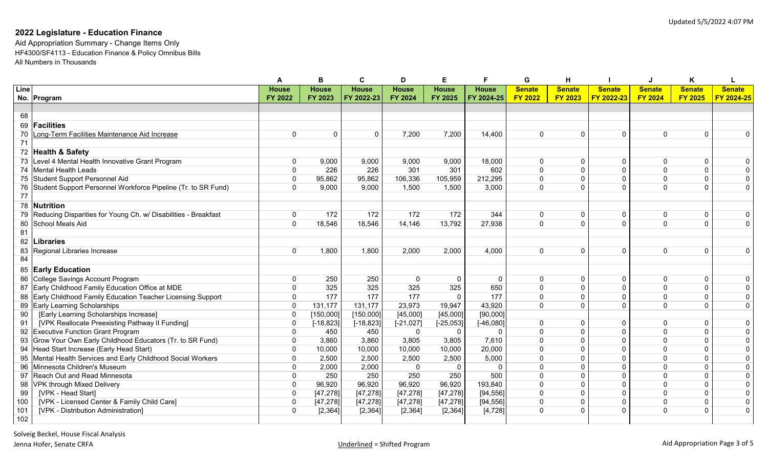## 2022 Legislature - Education Finance

Aid Appropriation Summary - Change Items Only
HF4300/SF4113 - Education Finance & Policy Omnibus Bills
All Numbers in Thousands

Updated 5/5/2022 4:07 PM

| | | A | B | C | D | E | F | G | H | I | J | K | L |
|---|---|---|---|---|---|---|---|---|---|---|---|---|---|
| Line No. | Program | House FY 2022 | House FY 2023 | House FY 2022-23 | House FY 2024 | House FY 2025 | House FY 2024-25 | Senate FY 2022 | Senate FY 2023 | Senate FY 2022-23 | Senate FY 2024 | Senate FY 2025 | Senate FY 2024-25 |
| 68 | | | | | | | | | | | | | |
| 69 | **Facilities** | | | | | | | | | | | | |
| 70 | Long-Term Facilities Maintenance Aid Increase | 0 | 0 | 0 | 7,200 | 7,200 | 14,400 | 0 | 0 | 0 | 0 | 0 | 0 |
| 71 | | | | | | | | | | | | | |
| 72 | **Health & Safety** | | | | | | | | | | | | |
| 73 | Level 4 Mental Health Innovative Grant Program | 0 | 9,000 | 9,000 | 9,000 | 9,000 | 18,000 | 0 | 0 | 0 | 0 | 0 | 0 |
| 74 | Mental Health Leads | 0 | 226 | 226 | 301 | 301 | 602 | 0 | 0 | 0 | 0 | 0 | 0 |
| 75 | Student Support Personnel Aid | 0 | 95,862 | 95,862 | 106,336 | 105,959 | 212,295 | 0 | 0 | 0 | 0 | 0 | 0 |
| 76 | Student Support Personnel Workforce Pipeline (Tr. to SR Fund) | 0 | 9,000 | 9,000 | 1,500 | 1,500 | 3,000 | 0 | 0 | 0 | 0 | 0 | 0 |
| 77 | | | | | | | | | | | | | |
| 78 | **Nutrition** | | | | | | | | | | | | |
| 79 | Reducing Disparities for Young Ch. w/ Disabilities - Breakfast | 0 | 172 | 172 | 172 | 172 | 344 | 0 | 0 | 0 | 0 | 0 | 0 |
| 80 | School Meals Aid | 0 | 18,546 | 18,546 | 14,146 | 13,792 | 27,938 | 0 | 0 | 0 | 0 | 0 | 0 |
| 81 | | | | | | | | | | | | | |
| 82 | **Libraries** | | | | | | | | | | | | |
| 83 | Regional Libraries Increase | 0 | 1,800 | 1,800 | 2,000 | 2,000 | 4,000 | 0 | 0 | 0 | 0 | 0 | 0 |
| 84 | | | | | | | | | | | | | |
| 85 | **Early Education** | | | | | | | | | | | | |
| 86 | College Savings Account Program | 0 | 250 | 250 | 0 | 0 | 0 | 0 | 0 | 0 | 0 | 0 | 0 |
| 87 | Early Childhood Family Education Office at MDE | 0 | 325 | 325 | 325 | 325 | 650 | 0 | 0 | 0 | 0 | 0 | 0 |
| 88 | Early Childhood Family Education Teacher Licensing Support | 0 | 177 | 177 | 177 | 0 | 177 | 0 | 0 | 0 | 0 | 0 | 0 |
| 89 | Early Learning Scholarships | 0 | 131,177 | 131,177 | 23,973 | 19,947 | 43,920 | 0 | 0 | 0 | 0 | 0 | 0 |
| 90 | [Early Learning Scholarships Increase] | 0 | [150,000] | [150,000] | [45,000] | [45,000] | [90,000] | | | | | | |
| 91 | [VPK Reallocate Preexisting Pathway II Funding] | 0 | [-18,823] | [-18,823] | [-21,027] | [-25,053] | [-46,080] | 0 | 0 | 0 | 0 | 0 | 0 |
| 92 | Executive Function Grant Program | 0 | 450 | 450 | 0 | 0 | 0 | 0 | 0 | 0 | 0 | 0 | 0 |
| 93 | Grow Your Own Early Childhood Educators (Tr. to SR Fund) | 0 | 3,860 | 3,860 | 3,805 | 3,805 | 7,610 | 0 | 0 | 0 | 0 | 0 | 0 |
| 94 | Head Start Increase (Early Head Start) | 0 | 10,000 | 10,000 | 10,000 | 10,000 | 20,000 | 0 | 0 | 0 | 0 | 0 | 0 |
| 95 | Mental Health Services and Early Childhood Social Workers | 0 | 2,500 | 2,500 | 2,500 | 2,500 | 5,000 | 0 | 0 | 0 | 0 | 0 | 0 |
| 96 | Minnesota Children's Museum | 0 | 2,000 | 2,000 | 0 | 0 | 0 | 0 | 0 | 0 | 0 | 0 | 0 |
| 97 | Reach Out and Read Minnesota | 0 | 250 | 250 | 250 | 250 | 500 | 0 | 0 | 0 | 0 | 0 | 0 |
| 98 | VPK through Mixed Delivery | 0 | 96,920 | 96,920 | 96,920 | 96,920 | 193,840 | 0 | 0 | 0 | 0 | 0 | 0 |
| 99 | [VPK - Head Start] | 0 | [47,278] | [47,278] | [47,278] | [47,278] | [94,556] | 0 | 0 | 0 | 0 | 0 | 0 |
| 100 | [VPK - Licensed Center & Family Child Care] | 0 | [47,278] | [47,278] | [47,278] | [47,278] | [94,556] | 0 | 0 | 0 | 0 | 0 | 0 |
| 101 | [VPK - Distribution Administration] | 0 | [2,364] | [2,364] | [2,364] | [2,364] | [4,728] | 0 | 0 | 0 | 0 | 0 | 0 |
| 102 | | | | | | | | | | | | | |

Solveig Beckel, House Fiscal Analysis
Jenna Hofer, Senate CRFA

Underlined = Shifted Program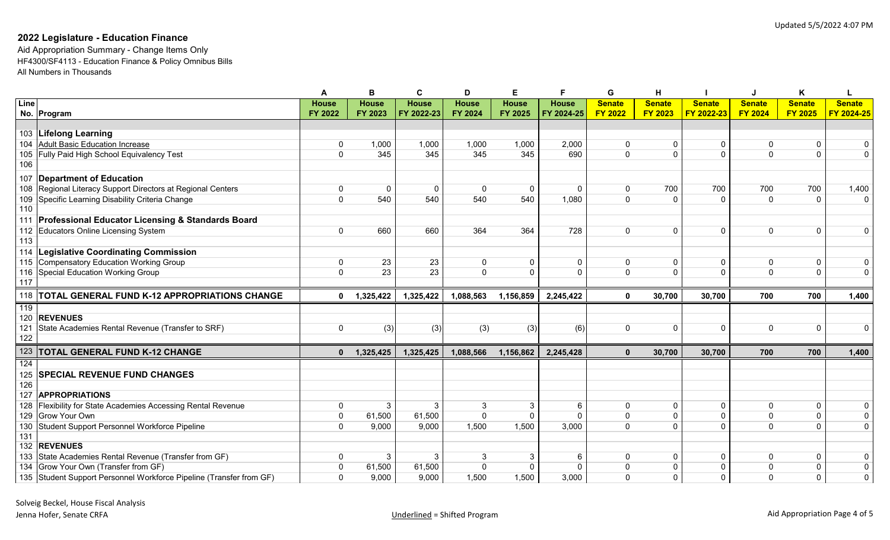## 2022 Legislature - Education Finance

Aid Appropriation Summary - Change Items Only

HF4300/SF4113 - Education Finance & Policy Omnibus Bills

All Numbers in Thousands

| | | A | B | C | D | E | F | G | H | I | J | K | L |
|---|---|---|---|---|---|---|---|---|---|---|---|---|---|
| Line No. | Program | House FY 2022 | House FY 2023 | House FY 2022-23 | House FY 2024 | House FY 2025 | House FY 2024-25 | Senate FY 2022 | Senate FY 2023 | Senate FY 2022-23 | Senate FY 2024 | Senate FY 2025 | Senate FY 2024-25 |
| 103 | **Lifelong Learning** | | | | | | | | | | | | |
| 104 | Adult Basic Education Increase | 0 | 1,000 | 1,000 | 1,000 | 1,000 | 2,000 | 0 | 0 | 0 | 0 | 0 | 0 |
| 105 | Fully Paid High School Equivalency Test | 0 | 345 | 345 | 345 | 345 | 690 | 0 | 0 | 0 | 0 | 0 | 0 |
| 106 | | | | | | | | | | | | | |
| 107 | **Department of Education** | | | | | | | | | | | | |
| 108 | Regional Literacy Support Directors at Regional Centers | 0 | 0 | 0 | 0 | 0 | 0 | 0 | 700 | 700 | 700 | 700 | 1,400 |
| 109 | Specific Learning Disability Criteria Change | 0 | 540 | 540 | 540 | 540 | 1,080 | 0 | 0 | 0 | 0 | 0 | 0 |
| 110 | | | | | | | | | | | | | |
| 111 | **Professional Educator Licensing & Standards Board** | | | | | | | | | | | | |
| 112 | Educators Online Licensing System | 0 | 660 | 660 | 364 | 364 | 728 | 0 | 0 | 0 | 0 | 0 | 0 |
| 113 | | | | | | | | | | | | | |
| 114 | **Legislative Coordinating Commission** | | | | | | | | | | | | |
| 115 | Compensatory Education Working Group | 0 | 23 | 23 | 0 | 0 | 0 | 0 | 0 | 0 | 0 | 0 | 0 |
| 116 | Special Education Working Group | 0 | 23 | 23 | 0 | 0 | 0 | 0 | 0 | 0 | 0 | 0 | 0 |
| 117 | | | | | | | | | | | | | |
| 118 | **TOTAL GENERAL FUND K-12 APPROPRIATIONS CHANGE** | **0** | **1,325,422** | **1,325,422** | **1,088,563** | **1,156,859** | **2,245,422** | **0** | **30,700** | **30,700** | **700** | **700** | **1,400** |
| 119 | | | | | | | | | | | | | |
| 120 | **REVENUES** | | | | | | | | | | | | |
| 121 | State Academies Rental Revenue (Transfer to SRF) | 0 | (3) | (3) | (3) | (3) | (6) | 0 | 0 | 0 | 0 | 0 | 0 |
| 122 | | | | | | | | | | | | | |
| 123 | **TOTAL GENERAL FUND K-12 CHANGE** | **0** | **1,325,425** | **1,325,425** | **1,088,566** | **1,156,862** | **2,245,428** | **0** | **30,700** | **30,700** | **700** | **700** | **1,400** |
| 124 | | | | | | | | | | | | | |
| 125 | **SPECIAL REVENUE FUND CHANGES** | | | | | | | | | | | | |
| 126 | | | | | | | | | | | | | |
| 127 | **APPROPRIATIONS** | | | | | | | | | | | | |
| 128 | Flexibility for State Academies Accessing Rental Revenue | 0 | 3 | 3 | 3 | 3 | 6 | 0 | 0 | 0 | 0 | 0 | 0 |
| 129 | Grow Your Own | 0 | 61,500 | 61,500 | 0 | 0 | 0 | 0 | 0 | 0 | 0 | 0 | 0 |
| 130 | Student Support Personnel Workforce Pipeline | 0 | 9,000 | 9,000 | 1,500 | 1,500 | 3,000 | 0 | 0 | 0 | 0 | 0 | 0 |
| 131 | | | | | | | | | | | | | |
| 132 | **REVENUES** | | | | | | | | | | | | |
| 133 | State Academies Rental Revenue (Transfer from GF) | 0 | 3 | 3 | 3 | 3 | 6 | 0 | 0 | 0 | 0 | 0 | 0 |
| 134 | Grow Your Own (Transfer from GF) | 0 | 61,500 | 61,500 | 0 | 0 | 0 | 0 | 0 | 0 | 0 | 0 | 0 |
| 135 | Student Support Personnel Workforce Pipeline (Transfer from GF) | 0 | 9,000 | 9,000 | 1,500 | 1,500 | 3,000 | 0 | 0 | 0 | 0 | 0 | 0 |

Solveig Beckel, House Fiscal Analysis

Jenna Hofer, Senate CRFA

Underlined = Shifted Program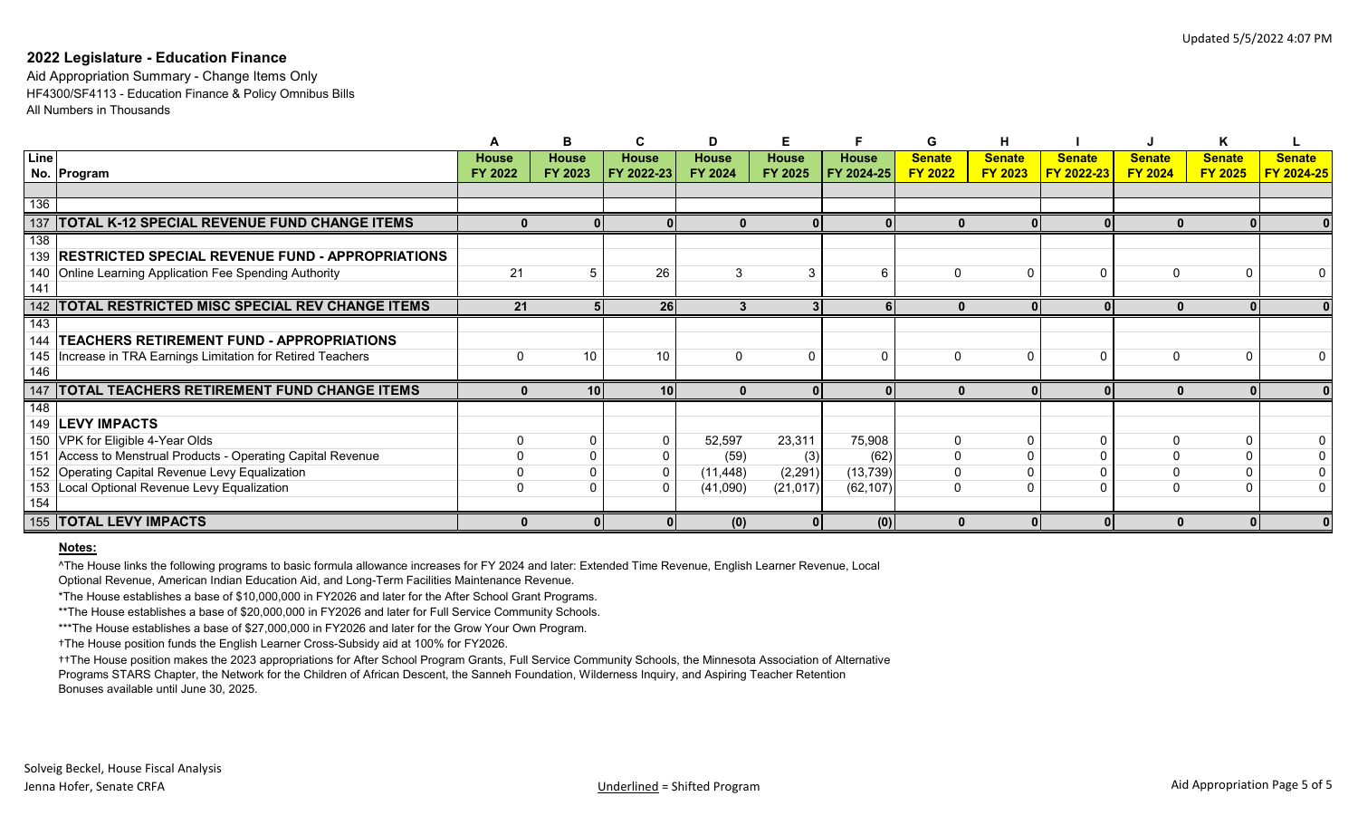## 2022 Legislature - Education Finance

Aid Appropriation Summary - Change Items Only
HF4300/SF4113 - Education Finance & Policy Omnibus Bills
All Numbers in Thousands

| | | A | B | C | D | E | F | G | H | I | J | K | L |
|---|---|---|---|---|---|---|---|---|---|---|---|---|---|
| **Line No.** | **Program** | **House FY 2022** | **House FY 2023** | **House FY 2022-23** | **House FY 2024** | **House FY 2025** | **House FY 2024-25** | **Senate FY 2022** | **Senate FY 2023** | **Senate FY 2022-23** | **Senate FY 2024** | **Senate FY 2025** | **Senate FY 2024-25** |
| 136 | | | | | | | | | | | | | |
| 137 | **TOTAL K-12 SPECIAL REVENUE FUND CHANGE ITEMS** | **0** | **0** | **0** | **0** | **0** | **0** | **0** | **0** | **0** | **0** | **0** | **0** |
| 138 | | | | | | | | | | | | | |
| 139 | **RESTRICTED SPECIAL REVENUE FUND - APPROPRIATIONS** | | | | | | | | | | | | |
| 140 | Online Learning Application Fee Spending Authority | 21 | 5 | 26 | 3 | 3 | 6 | 0 | 0 | 0 | 0 | 0 | 0 |
| 141 | | | | | | | | | | | | | |
| 142 | **TOTAL RESTRICTED MISC SPECIAL REV CHANGE ITEMS** | **21** | **5** | **26** | **3** | **3** | **6** | **0** | **0** | **0** | **0** | **0** | **0** |
| 143 | | | | | | | | | | | | | |
| 144 | **TEACHERS RETIREMENT FUND - APPROPRIATIONS** | | | | | | | | | | | | |
| 145 | Increase in TRA Earnings Limitation for Retired Teachers | 0 | 10 | 10 | 0 | 0 | 0 | 0 | 0 | 0 | 0 | 0 | 0 |
| 146 | | | | | | | | | | | | | |
| 147 | **TOTAL TEACHERS RETIREMENT FUND CHANGE ITEMS** | **0** | **10** | **10** | **0** | **0** | **0** | **0** | **0** | **0** | **0** | **0** | **0** |
| 148 | | | | | | | | | | | | | |
| 149 | **LEVY IMPACTS** | | | | | | | | | | | | |
| 150 | VPK for Eligible 4-Year Olds | 0 | 0 | 0 | 52,597 | 23,311 | 75,908 | 0 | 0 | 0 | 0 | 0 | 0 |
| 151 | Access to Menstrual Products - Operating Capital Revenue | 0 | 0 | 0 | (59) | (3) | (62) | 0 | 0 | 0 | 0 | 0 | 0 |
| 152 | Operating Capital Revenue Levy Equalization | 0 | 0 | 0 | (11,448) | (2,291) | (13,739) | 0 | 0 | 0 | 0 | 0 | 0 |
| 153 | Local Optional Revenue Levy Equalization | 0 | 0 | 0 | (41,090) | (21,017) | (62,107) | 0 | 0 | 0 | 0 | 0 | 0 |
| 154 | | | | | | | | | | | | | |
| 155 | **TOTAL LEVY IMPACTS** | **0** | **0** | **0** | **(0)** | **0** | **(0)** | **0** | **0** | **0** | **0** | **0** | **0** |

**Notes:**

^The House links the following programs to basic formula allowance increases for FY 2024 and later: Extended Time Revenue, English Learner Revenue, Local Optional Revenue, American Indian Education Aid, and Long-Term Facilities Maintenance Revenue.

*The House establishes a base of $10,000,000 in FY2026 and later for the After School Grant Programs.

**The House establishes a base of $20,000,000 in FY2026 and later for Full Service Community Schools.

***The House establishes a base of $27,000,000 in FY2026 and later for the Grow Your Own Program.

†The House position funds the English Learner Cross-Subsidy aid at 100% for FY2026.

††The House position makes the 2023 appropriations for After School Program Grants, Full Service Community Schools, the Minnesota Association of Alternative Programs STARS Chapter, the Network for the Children of African Descent, the Sanneh Foundation, Wilderness Inquiry, and Aspiring Teacher Retention Bonuses available until June 30, 2025.

Solveig Beckel, House Fiscal Analysis
Jenna Hofer, Senate CRFA

Underlined = Shifted Program